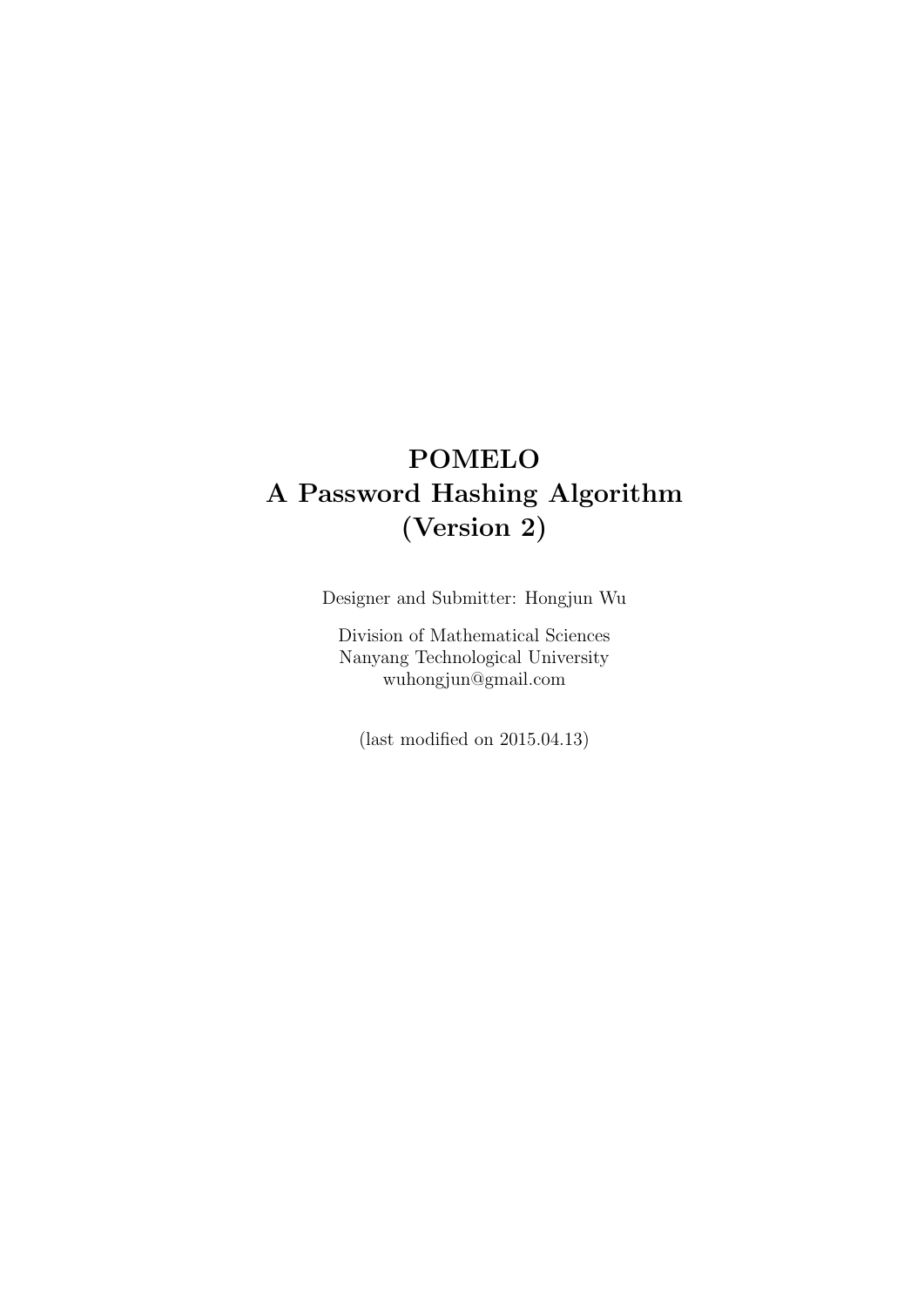# POMELO
# A Password Hashing Algorithm
# (Version 2)

Designer and Submitter: Hongjun Wu

Division of Mathematical Sciences
Nanyang Technological University
wuhongjun@gmail.com

(last modified on 2015.04.13)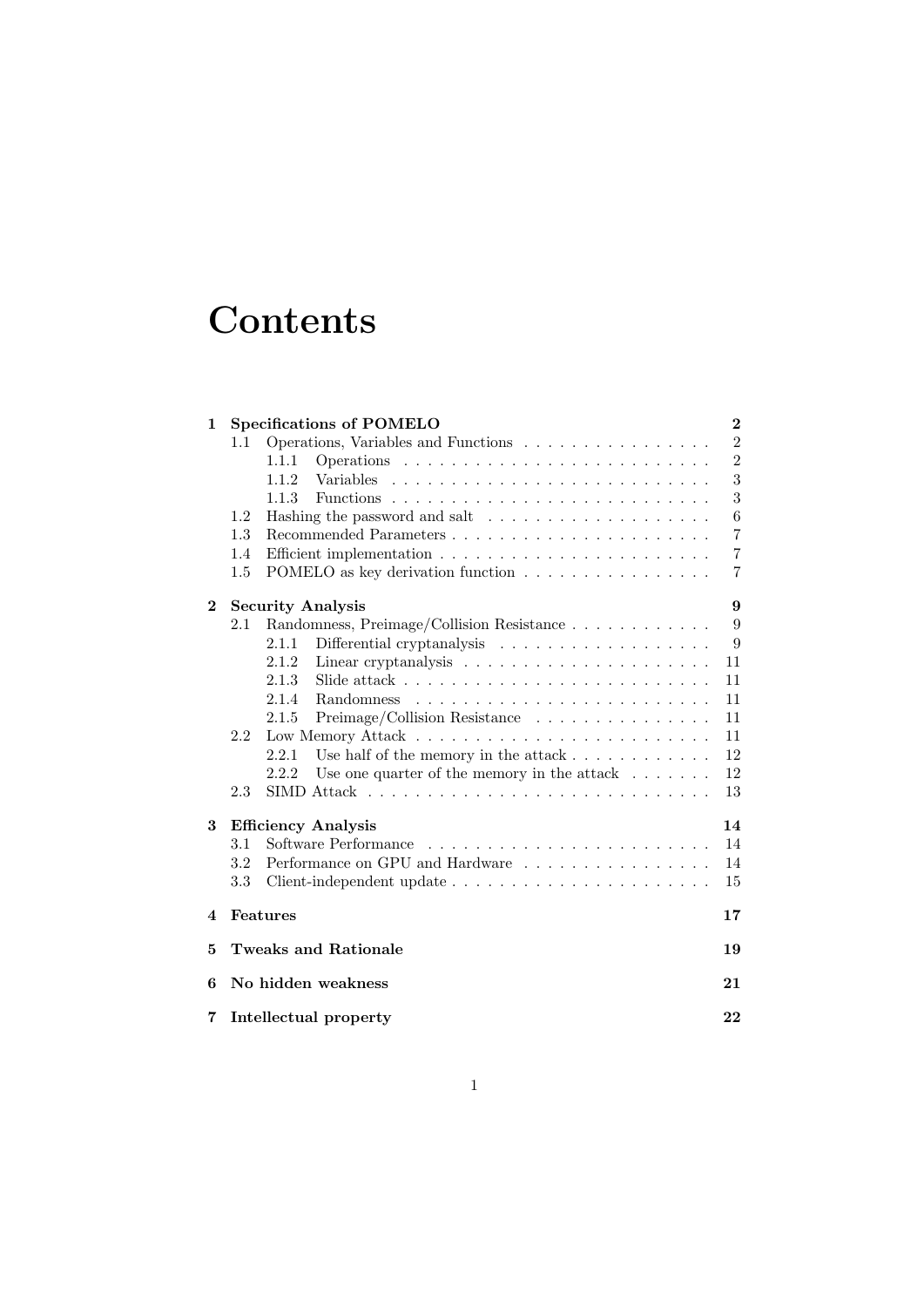# Contents

**1 Specifications of POMELO** — **2**
- 1.1 Operations, Variables and Functions — 2
  - 1.1.1 Operations — 2
  - 1.1.2 Variables — 3
  - 1.1.3 Functions — 3
- 1.2 Hashing the password and salt — 6
- 1.3 Recommended Parameters — 7
- 1.4 Efficient implementation — 7
- 1.5 POMELO as key derivation function — 7

**2 Security Analysis** — **9**
- 2.1 Randomness, Preimage/Collision Resistance — 9
  - 2.1.1 Differential cryptanalysis — 9
  - 2.1.2 Linear cryptanalysis — 11
  - 2.1.3 Slide attack — 11
  - 2.1.4 Randomness — 11
  - 2.1.5 Preimage/Collision Resistance — 11
- 2.2 Low Memory Attack — 11
  - 2.2.1 Use half of the memory in the attack — 12
  - 2.2.2 Use one quarter of the memory in the attack — 12
- 2.3 SIMD Attack — 13

**3 Efficiency Analysis** — **14**
- 3.1 Software Performance — 14
- 3.2 Performance on GPU and Hardware — 14
- 3.3 Client-independent update — 15

**4 Features** — **17**

**5 Tweaks and Rationale** — **19**

**6 No hidden weakness** — **21**

**7 Intellectual property** — **22**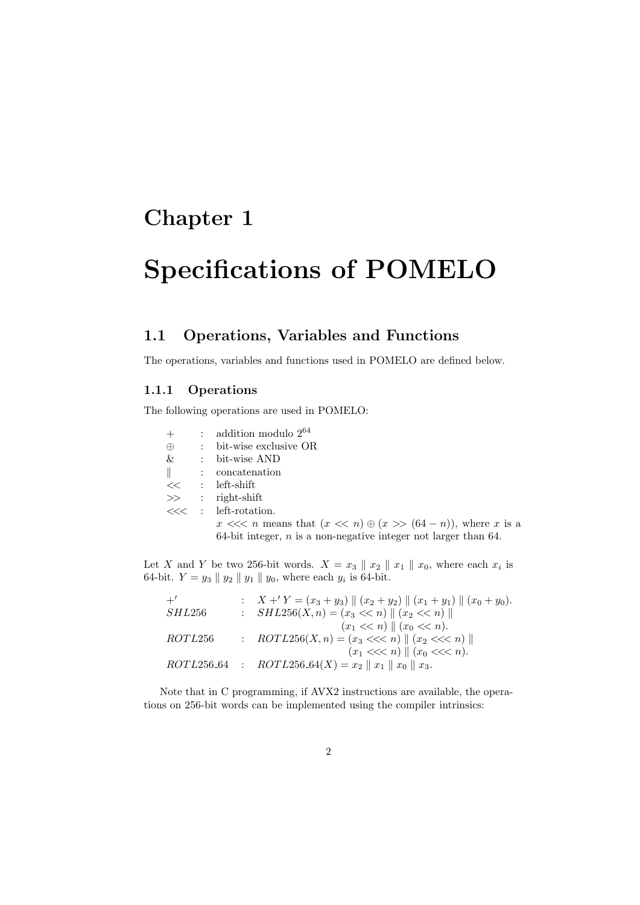# Chapter 1

# Specifications of POMELO

## 1.1 Operations, Variables and Functions

The operations, variables and functions used in POMELO are defined below.

### 1.1.1 Operations

The following operations are used in POMELO:

| | | |
|---|---|---|
| $+$ | : | addition modulo $2^{64}$ |
| $\oplus$ | : | bit-wise exclusive OR |
| $\&$ | : | bit-wise AND |
| $\|$ | : | concatenation |
| $<<$ | : | left-shift |
| $>>$ | : | right-shift |
| $<<<$ | : | left-rotation. $x <<< n$ means that $(x << n) \oplus (x >> (64 - n))$, where $x$ is a 64-bit integer, $n$ is a non-negative integer not larger than 64. |

Let $X$ and $Y$ be two 256-bit words. $X = x_3 \| x_2 \| x_1 \| x_0$, where each $x_i$ is 64-bit. $Y = y_3 \| y_2 \| y_1 \| y_0$, where each $y_i$ is 64-bit.

| | | |
|---|---|---|
| $+'$ | : | $X +' Y = (x_3 + y_3) \| (x_2 + y_2) \| (x_1 + y_1) \| (x_0 + y_0)$. |
| $SHL256$ | : | $SHL256(X, n) = (x_3 << n) \| (x_2 << n) \| (x_1 << n) \| (x_0 << n)$. |
| $ROTL256$ | : | $ROTL256(X, n) = (x_3 <<< n) \| (x_2 <<< n) \| (x_1 <<< n) \| (x_0 <<< n)$. |
| $ROTL256\_64$ | : | $ROTL256\_64(X) = x_2 \| x_1 \| x_0 \| x_3$. |

Note that in C programming, if AVX2 instructions are available, the operations on 256-bit words can be implemented using the compiler intrinsics: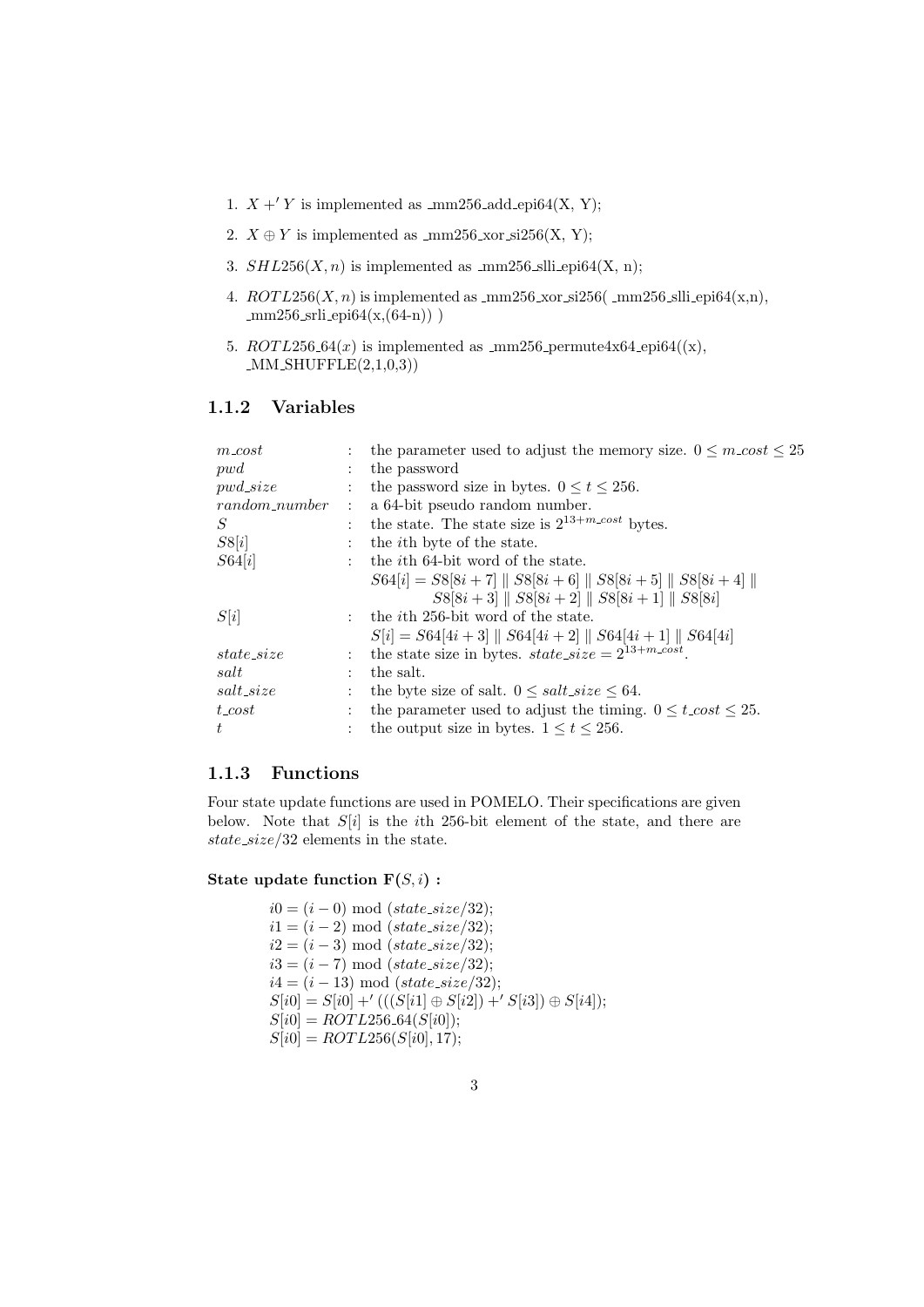1. $X +' Y$ is implemented as _mm256_add_epi64(X, Y);
2. $X \oplus Y$ is implemented as _mm256_xor_si256(X, Y);
3. $SHL256(X, n)$ is implemented as _mm256_slli_epi64(X, n);
4. $ROTL256(X, n)$ is implemented as _mm256_xor_si256( _mm256_slli_epi64(x,n), _mm256_srli_epi64(x,(64-n)) )
5. $ROTL256\_64(x)$ is implemented as _mm256_permute4x64_epi64((x), _MM_SHUFFLE(2,1,0,3))

### 1.1.2 Variables

| | | |
|---|---|---|
| $m\_cost$ | : | the parameter used to adjust the memory size. $0 \leq m\_cost \leq 25$ |
| $pwd$ | : | the password |
| $pwd\_size$ | : | the password size in bytes. $0 \leq t \leq 256$. |
| $random\_number$ | : | a 64-bit pseudo random number. |
| $S$ | : | the state. The state size is $2^{13+m\_cost}$ bytes. |
| $S8[i]$ | : | the $i$th byte of the state. |
| $S64[i]$ | : | the $i$th 64-bit word of the state. $S64[i] = S8[8i+7] \parallel S8[8i+6] \parallel S8[8i+5] \parallel S8[8i+4] \parallel S8[8i+3] \parallel S8[8i+2] \parallel S8[8i+1] \parallel S8[8i]$ |
| $S[i]$ | : | the $i$th 256-bit word of the state. $S[i] = S64[4i+3] \parallel S64[4i+2] \parallel S64[4i+1] \parallel S64[4i]$ |
| $state\_size$ | : | the state size in bytes. $state\_size = 2^{13+m\_cost}$. |
| $salt$ | : | the salt. |
| $salt\_size$ | : | the byte size of salt. $0 \leq salt\_size \leq 64$. |
| $t\_cost$ | : | the parameter used to adjust the timing. $0 \leq t\_cost \leq 25$. |
| $t$ | : | the output size in bytes. $1 \leq t \leq 256$. |

### 1.1.3 Functions

Four state update functions are used in POMELO. Their specifications are given below. Note that $S[i]$ is the $i$th 256-bit element of the state, and there are $state\_size/32$ elements in the state.

**State update function $\mathbf{F}(S, i)$ :**

$i0 = (i - 0) \bmod (state\_size/32);$
$i1 = (i - 2) \bmod (state\_size/32);$
$i2 = (i - 3) \bmod (state\_size/32);$
$i3 = (i - 7) \bmod (state\_size/32);$
$i4 = (i - 13) \bmod (state\_size/32);$
$S[i0] = S[i0] +' (((S[i1] \oplus S[i2]) +' S[i3]) \oplus S[i4]);$
$S[i0] = ROTL256\_64(S[i0]);$
$S[i0] = ROTL256(S[i0], 17);$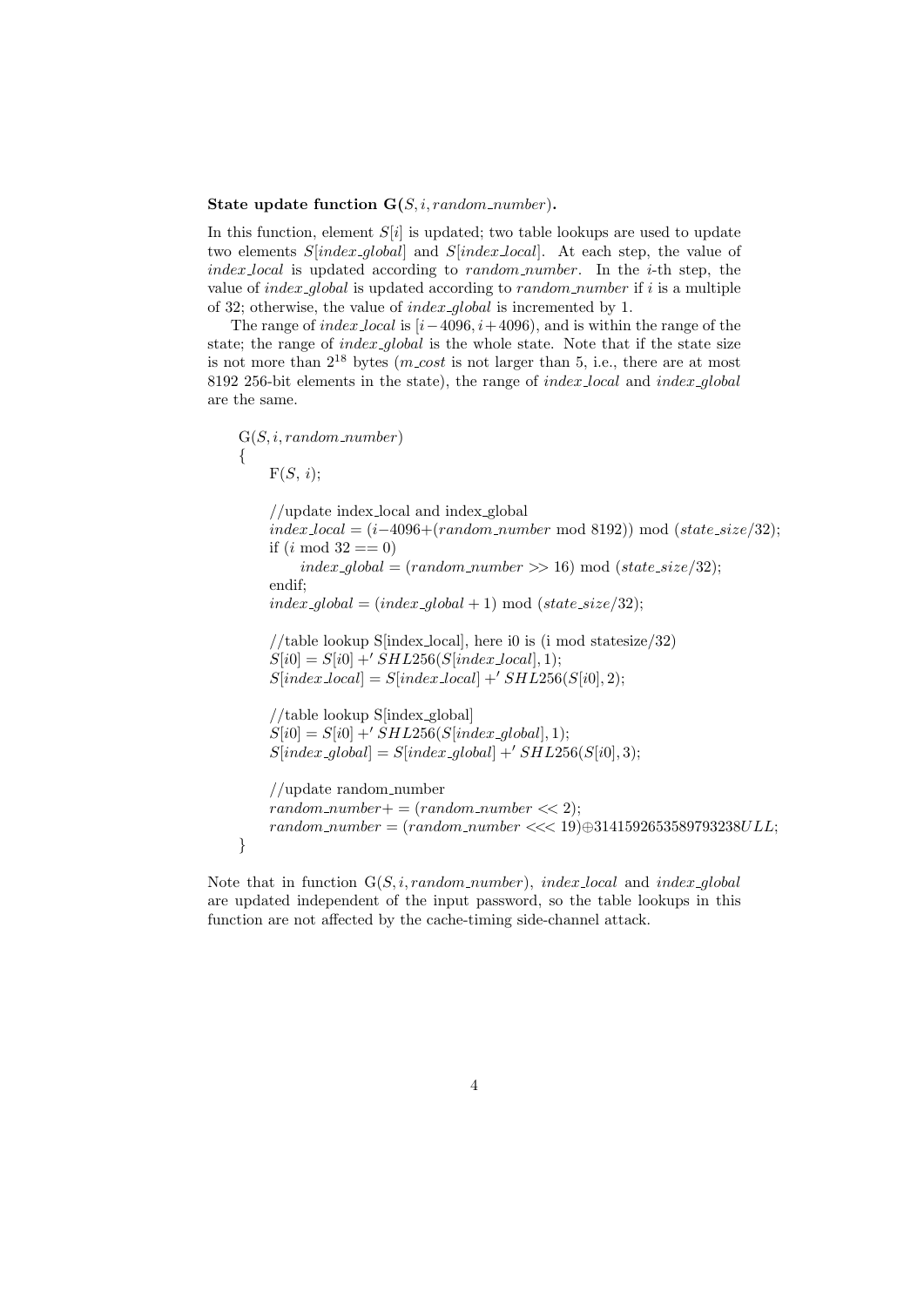**State update function G($S, i, random\_number$).**

In this function, element $S[i]$ is updated; two table lookups are used to update two elements $S[index\_global]$ and $S[index\_local]$. At each step, the value of $index\_local$ is updated according to $random\_number$. In the $i$-th step, the value of $index\_global$ is updated according to $random\_number$ if $i$ is a multiple of 32; otherwise, the value of $index\_global$ is incremented by 1.

The range of $index\_local$ is $[i-4096, i+4096)$, and is within the range of the state; the range of $index\_global$ is the whole state. Note that if the state size is not more than $2^{18}$ bytes ($m\_cost$ is not larger than 5, i.e., there are at most 8192 256-bit elements in the state), the range of $index\_local$ and $index\_global$ are the same.

```
G(S, i, random_number)
{
    F(S, i);

    //update index_local and index_global
    index_local = (i−4096+(random_number mod 8192)) mod (state_size/32);
    if (i mod 32 == 0)
        index_global = (random_number >> 16) mod (state_size/32);
    endif;
    index_global = (index_global + 1) mod (state_size/32);

    //table lookup S[index_local], here i0 is (i mod statesize/32)
    S[i0] = S[i0] +' SHL256(S[index_local], 1);
    S[index_local] = S[index_local] +' SHL256(S[i0], 2);

    //table lookup S[index_global]
    S[i0] = S[i0] +' SHL256(S[index_global], 1);
    S[index_global] = S[index_global] +' SHL256(S[i0], 3);

    //update random_number
    random_number+ = (random_number << 2);
    random_number = (random_number <<< 19)⊕3141592653589793238ULL;
}
```

Note that in function G($S, i, random\_number$), $index\_local$ and $index\_global$ are updated independent of the input password, so the table lookups in this function are not affected by the cache-timing side-channel attack.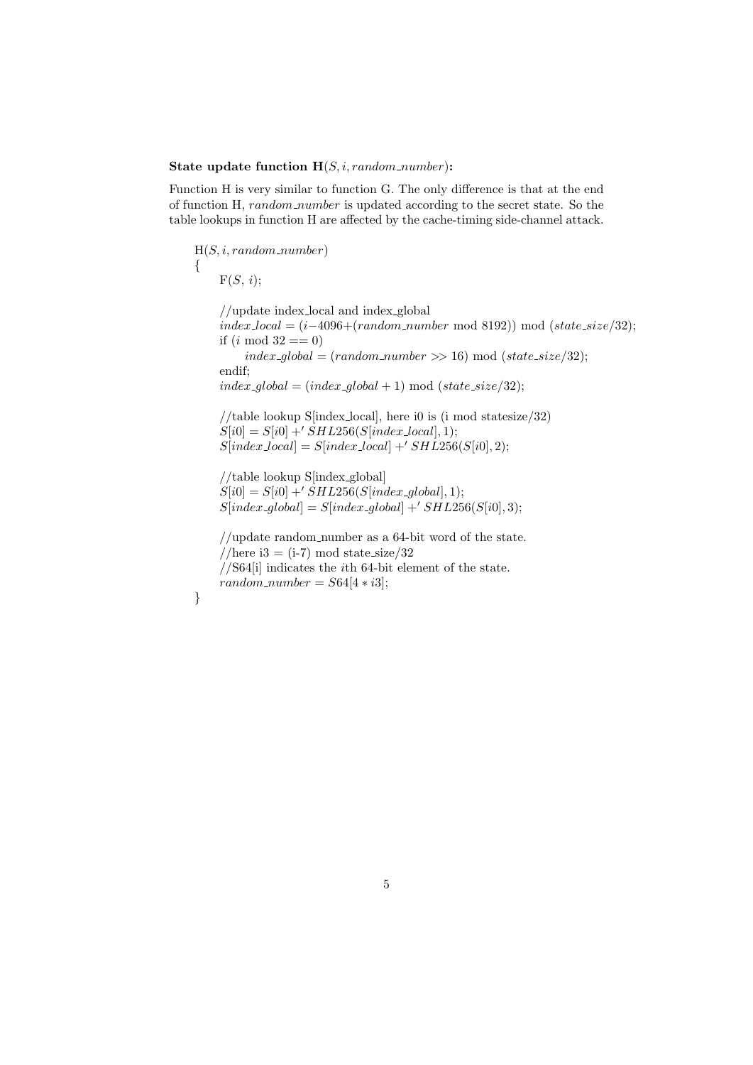**State update function H**$(S, i, random\_number)$**:**

Function H is very similar to function G. The only difference is that at the end of function H, *random_number* is updated according to the secret state. So the table lookups in function H are affected by the cache-timing side-channel attack.

```
H(S, i, random_number)
{
    F(S, i);

    //update index_local and index_global
    index_local = (i−4096+(random_number mod 8192)) mod (state_size/32);
    if (i mod 32 == 0)
        index_global = (random_number >> 16) mod (state_size/32);
    endif;
    index_global = (index_global + 1) mod (state_size/32);

    //table lookup S[index_local], here i0 is (i mod statesize/32)
    S[i0] = S[i0] +' SHL256(S[index_local], 1);
    S[index_local] = S[index_local] +' SHL256(S[i0], 2);

    //table lookup S[index_global]
    S[i0] = S[i0] +' SHL256(S[index_global], 1);
    S[index_global] = S[index_global] +' SHL256(S[i0], 3);

    //update random_number as a 64-bit word of the state.
    //here i3 = (i-7) mod state_size/32
    //S64[i] indicates the ith 64-bit element of the state.
    random_number = S64[4 * i3];
}
```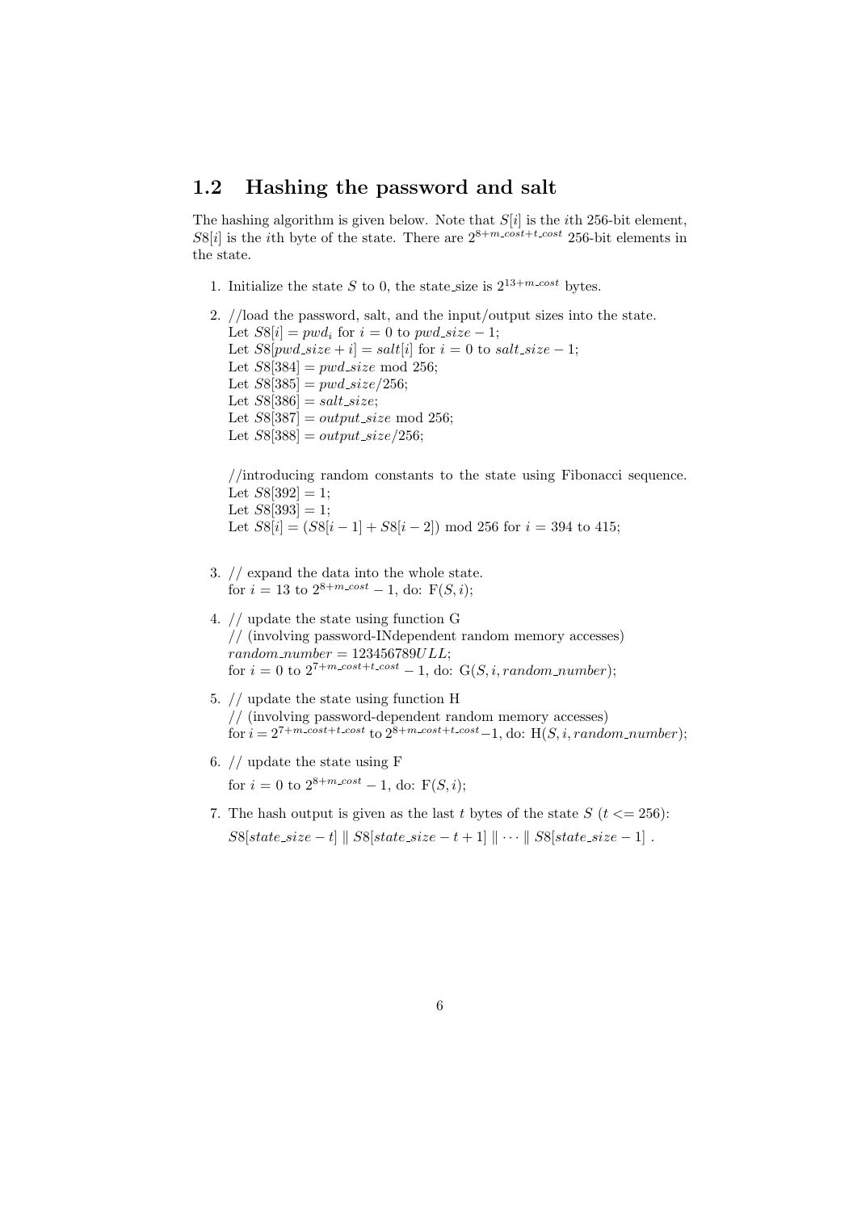## 1.2 Hashing the password and salt

The hashing algorithm is given below. Note that $S[i]$ is the $i$th 256-bit element, $S8[i]$ is the $i$th byte of the state. There are $2^{8+m\_cost+t\_cost}$ 256-bit elements in the state.

1. Initialize the state $S$ to 0, the state_size is $2^{13+m\_cost}$ bytes.

2. //load the password, salt, and the input/output sizes into the state.
   Let $S8[i] = pwd_i$ for $i = 0$ to $pwd\_size - 1$;
   Let $S8[pwd\_size + i] = salt[i]$ for $i = 0$ to $salt\_size - 1$;
   Let $S8[384] = pwd\_size \bmod 256$;
   Let $S8[385] = pwd\_size/256$;
   Let $S8[386] = salt\_size$;
   Let $S8[387] = output\_size \bmod 256$;
   Let $S8[388] = output\_size/256$;

   //introducing random constants to the state using Fibonacci sequence.
   Let $S8[392] = 1$;
   Let $S8[393] = 1$;
   Let $S8[i] = (S8[i-1] + S8[i-2]) \bmod 256$ for $i = 394$ to $415$;

3. // expand the data into the whole state.
   for $i = 13$ to $2^{8+m\_cost} - 1$, do: $\mathrm{F}(S, i)$;

4. // update the state using function G
   // (involving password-INdependent random memory accesses)
   $random\_number = 123456789ULL$;
   for $i = 0$ to $2^{7+m\_cost+t\_cost} - 1$, do: $\mathrm{G}(S, i, random\_number)$;

5. // update the state using function H
   // (involving password-dependent random memory accesses)
   for $i = 2^{7+m\_cost+t\_cost}$ to $2^{8+m\_cost+t\_cost} - 1$, do: $\mathrm{H}(S, i, random\_number)$;

6. // update the state using F
   for $i = 0$ to $2^{8+m\_cost} - 1$, do: $\mathrm{F}(S, i)$;

7. The hash output is given as the last $t$ bytes of the state $S$ ($t <= 256$):
   $S8[state\_size - t] \parallel S8[state\_size - t + 1] \parallel \cdots \parallel S8[state\_size - 1]$ .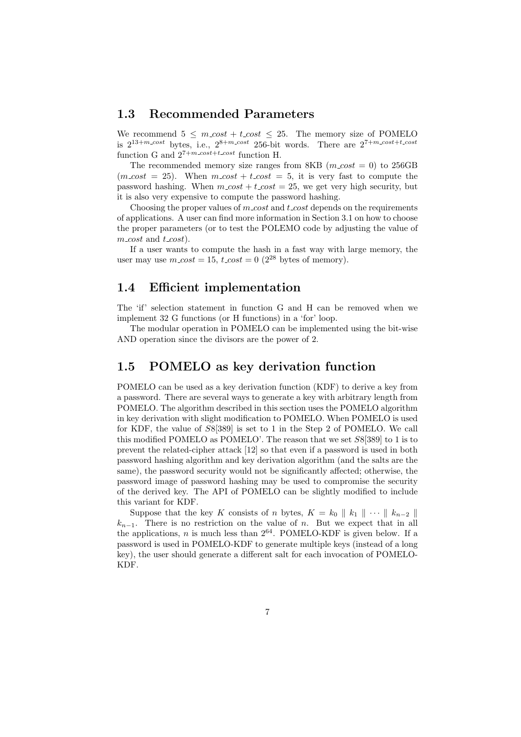## 1.3 Recommended Parameters

We recommend $5 \leq m\_cost + t\_cost \leq 25$. The memory size of POMELO is $2^{13+m\_cost}$ bytes, i.e., $2^{8+m\_cost}$ 256-bit words. There are $2^{7+m\_cost+t\_cost}$ function G and $2^{7+m\_cost+t\_cost}$ function H.

The recommended memory size ranges from 8KB ($m\_cost = 0$) to 256GB ($m\_cost = 25$). When $m\_cost + t\_cost = 5$, it is very fast to compute the password hashing. When $m\_cost + t\_cost = 25$, we get very high security, but it is also very expensive to compute the password hashing.

Choosing the proper values of *m_cost* and *t_cost* depends on the requirements of applications. A user can find more information in Section 3.1 on how to choose the proper parameters (or to test the POLEMO code by adjusting the value of *m_cost* and *t_cost*).

If a user wants to compute the hash in a fast way with large memory, the user may use $m\_cost = 15$, $t\_cost = 0$ ($2^{28}$ bytes of memory).

## 1.4 Efficient implementation

The 'if' selection statement in function G and H can be removed when we implement 32 G functions (or H functions) in a 'for' loop.

The modular operation in POMELO can be implemented using the bit-wise AND operation since the divisors are the power of 2.

## 1.5 POMELO as key derivation function

POMELO can be used as a key derivation function (KDF) to derive a key from a password. There are several ways to generate a key with arbitrary length from POMELO. The algorithm described in this section uses the POMELO algorithm in key derivation with slight modification to POMELO. When POMELO is used for KDF, the value of $S8[389]$ is set to 1 in the Step 2 of POMELO. We call this modified POMELO as POMELO'. The reason that we set $S8[389]$ to 1 is to prevent the related-cipher attack [12] so that even if a password is used in both password hashing algorithm and key derivation algorithm (and the salts are the same), the password security would not be significantly affected; otherwise, the password image of password hashing may be used to compromise the security of the derived key. The API of POMELO can be slightly modified to include this variant for KDF.

Suppose that the key $K$ consists of $n$ bytes, $K = k_0 \parallel k_1 \parallel \cdots \parallel k_{n-2} \parallel k_{n-1}$. There is no restriction on the value of $n$. But we expect that in all the applications, $n$ is much less than $2^{64}$. POMELO-KDF is given below. If a password is used in POMELO-KDF to generate multiple keys (instead of a long key), the user should generate a different salt for each invocation of POMELO-KDF.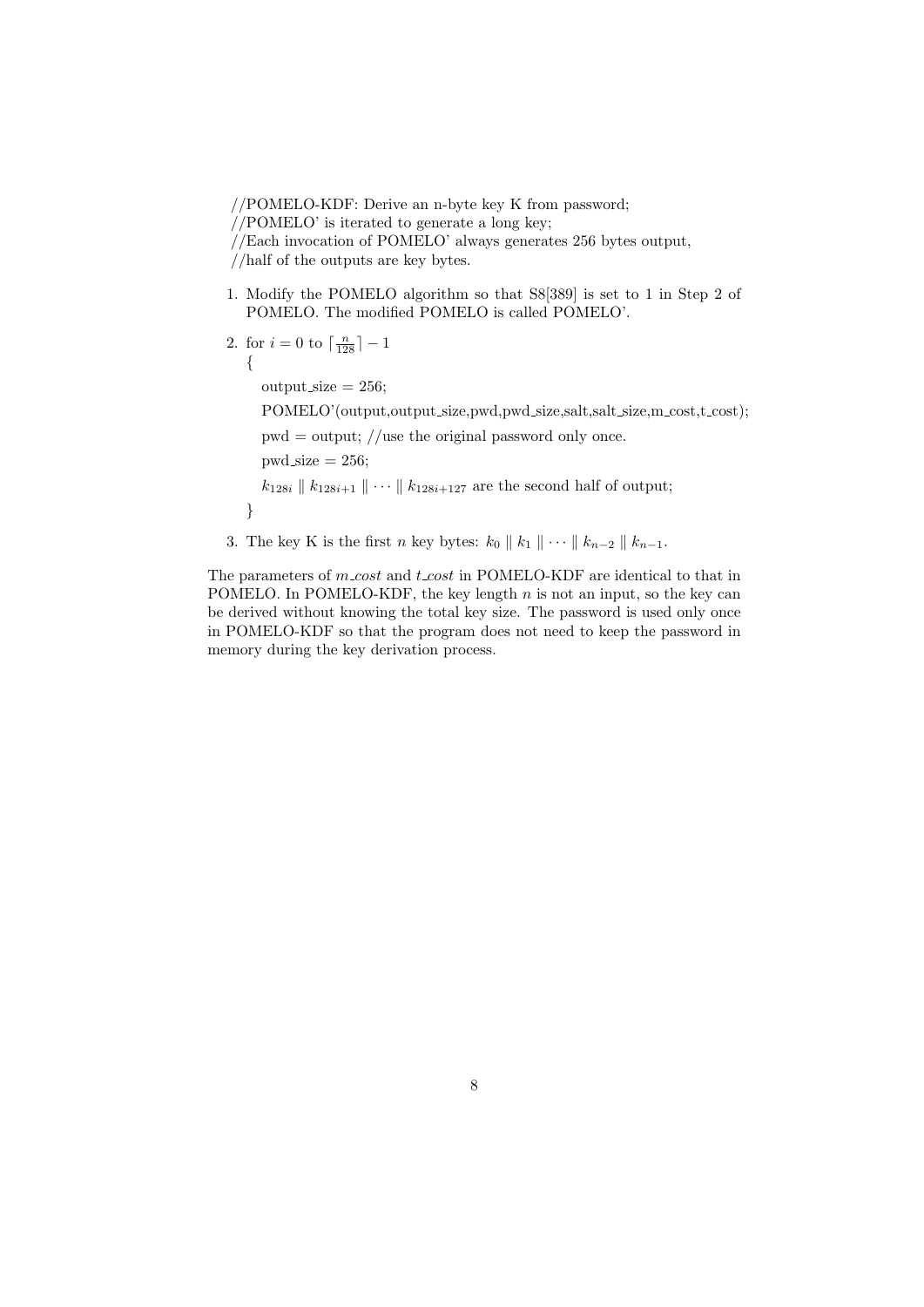//POMELO-KDF: Derive an n-byte key K from password;
//POMELO' is iterated to generate a long key;
//Each invocation of POMELO' always generates 256 bytes output,
//half of the outputs are key bytes.

1. Modify the POMELO algorithm so that S8[389] is set to 1 in Step 2 of POMELO. The modified POMELO is called POMELO'.

2. for $i = 0$ to $\lceil \frac{n}{128} \rceil - 1$
   {
   output_size = 256;
   POMELO'(output,output_size,pwd,pwd_size,salt,salt_size,m_cost,t_cost);
   pwd = output; //use the original password only once.
   pwd_size = 256;
   $k_{128i} \parallel k_{128i+1} \parallel \cdots \parallel k_{128i+127}$ are the second half of output;
   }

3. The key K is the first $n$ key bytes: $k_0 \parallel k_1 \parallel \cdots \parallel k_{n-2} \parallel k_{n-1}$.

The parameters of *m_cost* and *t_cost* in POMELO-KDF are identical to that in POMELO. In POMELO-KDF, the key length $n$ is not an input, so the key can be derived without knowing the total key size. The password is used only once in POMELO-KDF so that the program does not need to keep the password in memory during the key derivation process.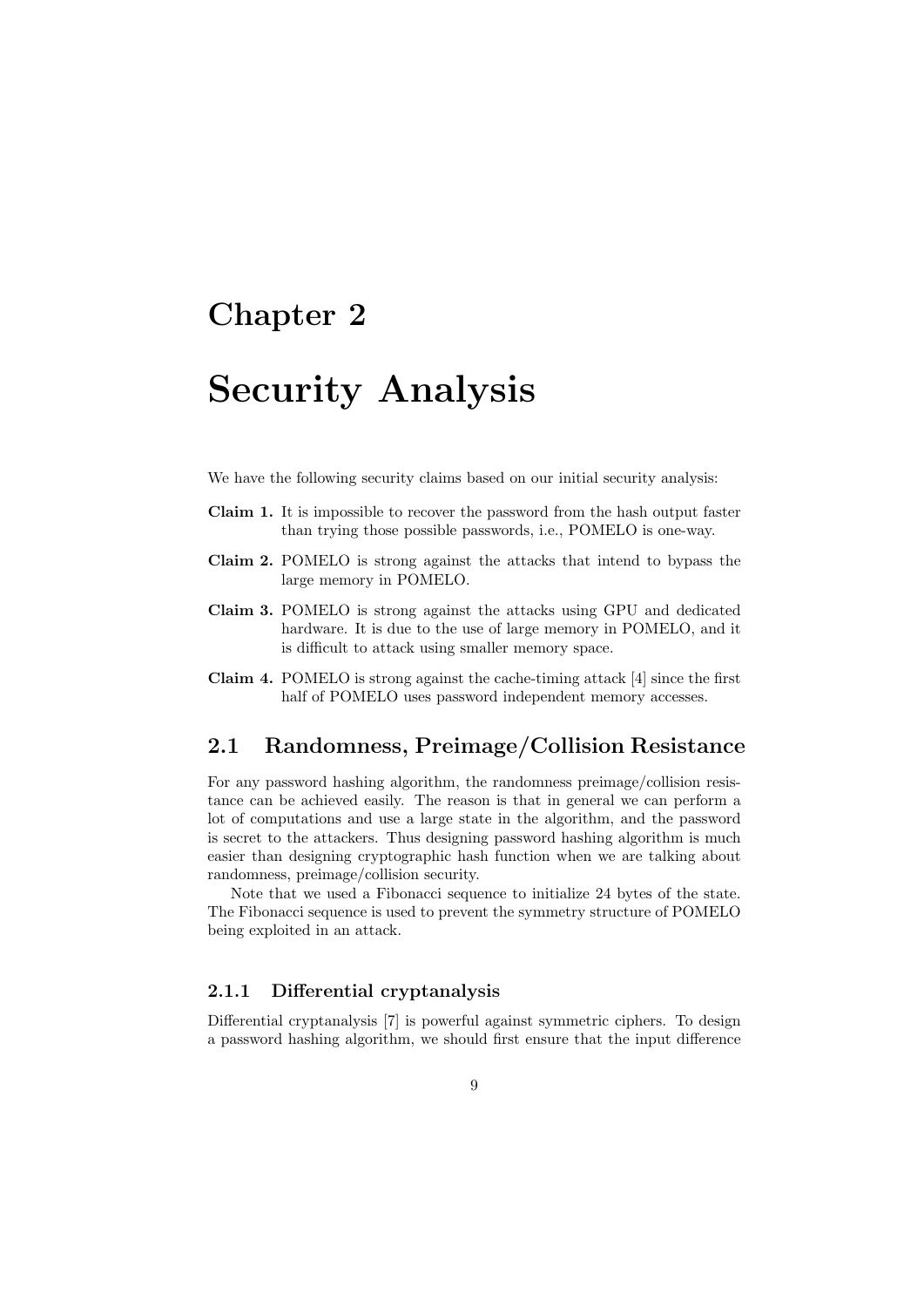# Chapter 2

# Security Analysis

We have the following security claims based on our initial security analysis:

**Claim 1.** It is impossible to recover the password from the hash output faster than trying those possible passwords, i.e., POMELO is one-way.

**Claim 2.** POMELO is strong against the attacks that intend to bypass the large memory in POMELO.

**Claim 3.** POMELO is strong against the attacks using GPU and dedicated hardware. It is due to the use of large memory in POMELO, and it is difficult to attack using smaller memory space.

**Claim 4.** POMELO is strong against the cache-timing attack [4] since the first half of POMELO uses password independent memory accesses.

## 2.1 Randomness, Preimage/Collision Resistance

For any password hashing algorithm, the randomness preimage/collision resistance can be achieved easily. The reason is that in general we can perform a lot of computations and use a large state in the algorithm, and the password is secret to the attackers. Thus designing password hashing algorithm is much easier than designing cryptographic hash function when we are talking about randomness, preimage/collision security.

Note that we used a Fibonacci sequence to initialize 24 bytes of the state. The Fibonacci sequence is used to prevent the symmetry structure of POMELO being exploited in an attack.

### 2.1.1 Differential cryptanalysis

Differential cryptanalysis [7] is powerful against symmetric ciphers. To design a password hashing algorithm, we should first ensure that the input difference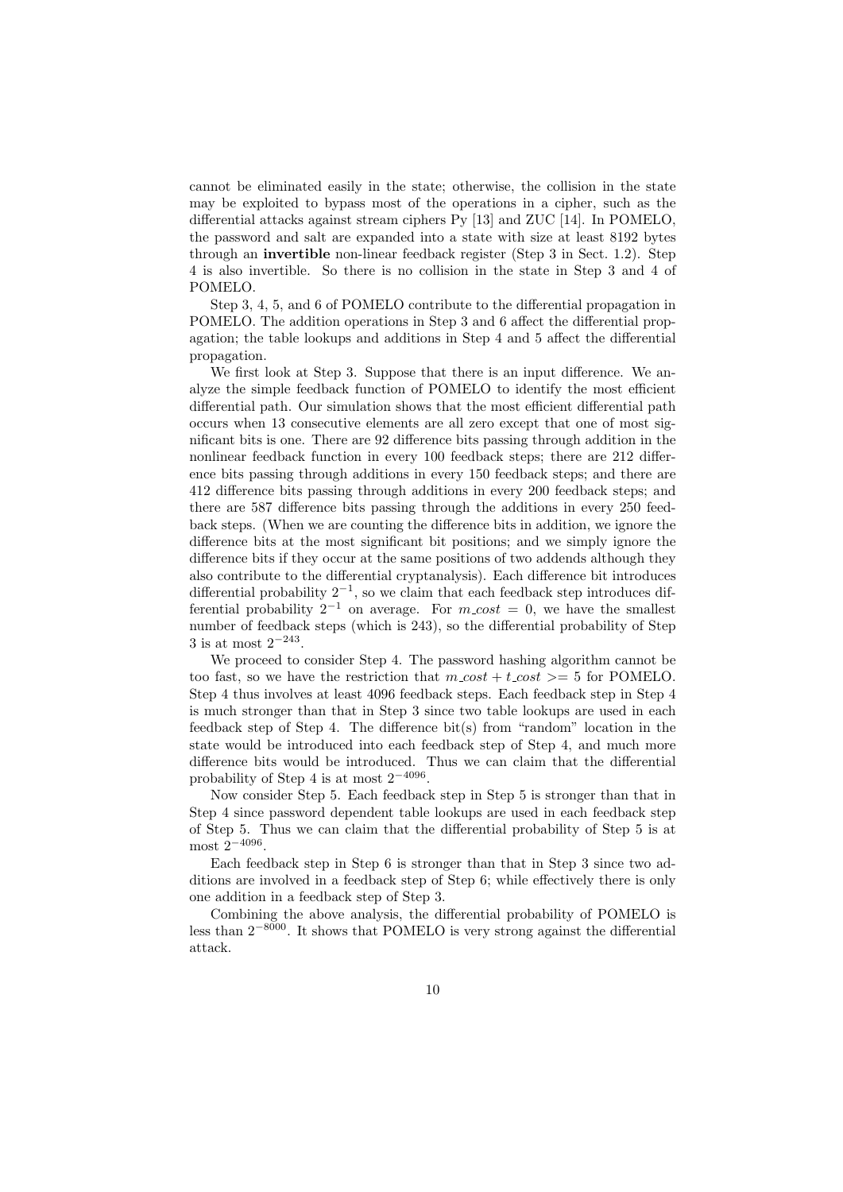cannot be eliminated easily in the state; otherwise, the collision in the state may be exploited to bypass most of the operations in a cipher, such as the differential attacks against stream ciphers Py [13] and ZUC [14]. In POMELO, the password and salt are expanded into a state with size at least 8192 bytes through an **invertible** non-linear feedback register (Step 3 in Sect. 1.2). Step 4 is also invertible. So there is no collision in the state in Step 3 and 4 of POMELO.

Step 3, 4, 5, and 6 of POMELO contribute to the differential propagation in POMELO. The addition operations in Step 3 and 6 affect the differential propagation; the table lookups and additions in Step 4 and 5 affect the differential propagation.

We first look at Step 3. Suppose that there is an input difference. We analyze the simple feedback function of POMELO to identify the most efficient differential path. Our simulation shows that the most efficient differential path occurs when 13 consecutive elements are all zero except that one of most significant bits is one. There are 92 difference bits passing through addition in the nonlinear feedback function in every 100 feedback steps; there are 212 difference bits passing through additions in every 150 feedback steps; and there are 412 difference bits passing through additions in every 200 feedback steps; and there are 587 difference bits passing through the additions in every 250 feedback steps. (When we are counting the difference bits in addition, we ignore the difference bits at the most significant bit positions; and we simply ignore the difference bits if they occur at the same positions of two addends although they also contribute to the differential cryptanalysis). Each difference bit introduces differential probability $2^{-1}$, so we claim that each feedback step introduces differential probability $2^{-1}$ on average. For $m\_cost = 0$, we have the smallest number of feedback steps (which is 243), so the differential probability of Step 3 is at most $2^{-243}$.

We proceed to consider Step 4. The password hashing algorithm cannot be too fast, so we have the restriction that $m\_cost + t\_cost >= 5$ for POMELO. Step 4 thus involves at least 4096 feedback steps. Each feedback step in Step 4 is much stronger than that in Step 3 since two table lookups are used in each feedback step of Step 4. The difference bit(s) from "random" location in the state would be introduced into each feedback step of Step 4, and much more difference bits would be introduced. Thus we can claim that the differential probability of Step 4 is at most $2^{-4096}$.

Now consider Step 5. Each feedback step in Step 5 is stronger than that in Step 4 since password dependent table lookups are used in each feedback step of Step 5. Thus we can claim that the differential probability of Step 5 is at most $2^{-4096}$.

Each feedback step in Step 6 is stronger than that in Step 3 since two additions are involved in a feedback step of Step 6; while effectively there is only one addition in a feedback step of Step 3.

Combining the above analysis, the differential probability of POMELO is less than $2^{-8000}$. It shows that POMELO is very strong against the differential attack.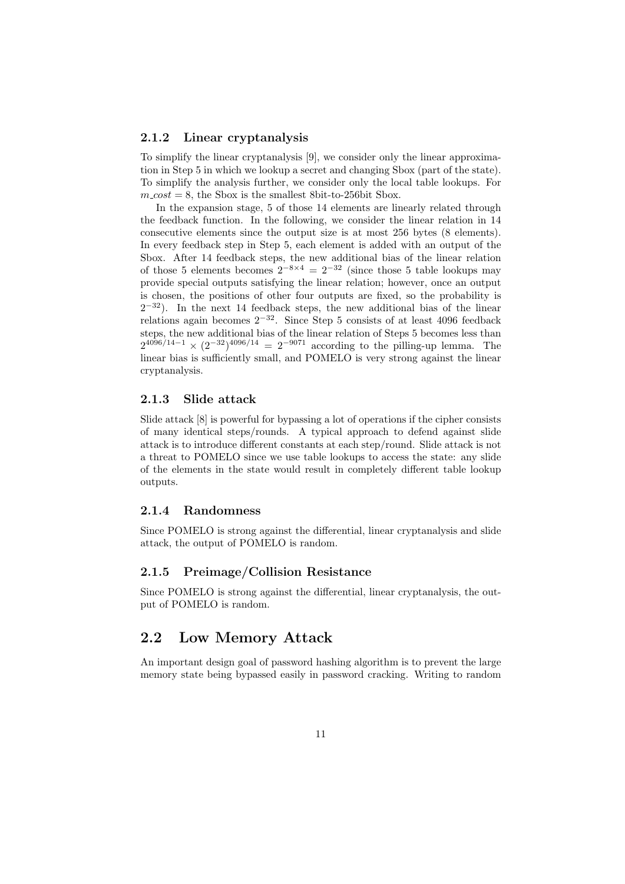### 2.1.2 Linear cryptanalysis

To simplify the linear cryptanalysis [9], we consider only the linear approximation in Step 5 in which we lookup a secret and changing Sbox (part of the state). To simplify the analysis further, we consider only the local table lookups. For $m\_cost = 8$, the Sbox is the smallest 8bit-to-256bit Sbox.

In the expansion stage, 5 of those 14 elements are linearly related through the feedback function. In the following, we consider the linear relation in 14 consecutive elements since the output size is at most 256 bytes (8 elements). In every feedback step in Step 5, each element is added with an output of the Sbox. After 14 feedback steps, the new additional bias of the linear relation of those 5 elements becomes $2^{-8\times4} = 2^{-32}$ (since those 5 table lookups may provide special outputs satisfying the linear relation; however, once an output is chosen, the positions of other four outputs are fixed, so the probability is $2^{-32}$). In the next 14 feedback steps, the new additional bias of the linear relations again becomes $2^{-32}$. Since Step 5 consists of at least 4096 feedback steps, the new additional bias of the linear relation of Steps 5 becomes less than $2^{4096/14-1} \times (2^{-32})^{4096/14} = 2^{-9071}$ according to the pilling-up lemma. The linear bias is sufficiently small, and POMELO is very strong against the linear cryptanalysis.

### 2.1.3 Slide attack

Slide attack [8] is powerful for bypassing a lot of operations if the cipher consists of many identical steps/rounds. A typical approach to defend against slide attack is to introduce different constants at each step/round. Slide attack is not a threat to POMELO since we use table lookups to access the state: any slide of the elements in the state would result in completely different table lookup outputs.

### 2.1.4 Randomness

Since POMELO is strong against the differential, linear cryptanalysis and slide attack, the output of POMELO is random.

### 2.1.5 Preimage/Collision Resistance

Since POMELO is strong against the differential, linear cryptanalysis, the output of POMELO is random.

## 2.2 Low Memory Attack

An important design goal of password hashing algorithm is to prevent the large memory state being bypassed easily in password cracking. Writing to random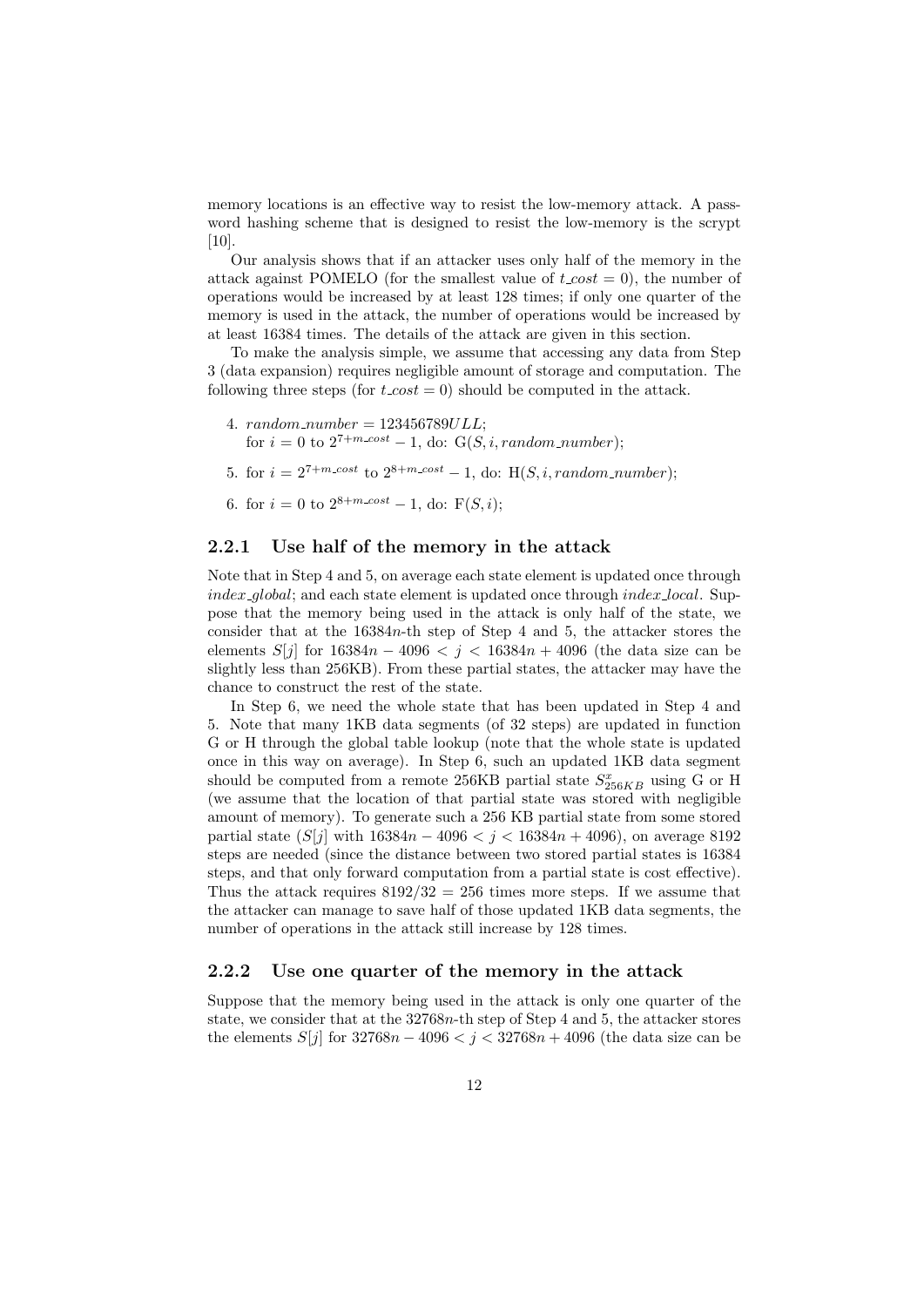memory locations is an effective way to resist the low-memory attack. A password hashing scheme that is designed to resist the low-memory is the scrypt [10].

Our analysis shows that if an attacker uses only half of the memory in the attack against POMELO (for the smallest value of $t\_cost = 0$), the number of operations would be increased by at least 128 times; if only one quarter of the memory is used in the attack, the number of operations would be increased by at least 16384 times. The details of the attack are given in this section.

To make the analysis simple, we assume that accessing any data from Step 3 (data expansion) requires negligible amount of storage and computation. The following three steps (for $t\_cost = 0$) should be computed in the attack.

4. $random\_number = 123456789ULL$;
   for $i = 0$ to $2^{7+m\_cost} - 1$, do: $\mathrm{G}(S, i, random\_number)$;
5. for $i = 2^{7+m\_cost}$ to $2^{8+m\_cost} - 1$, do: $\mathrm{H}(S, i, random\_number)$;
6. for $i = 0$ to $2^{8+m\_cost} - 1$, do: $\mathrm{F}(S, i)$;

### 2.2.1 Use half of the memory in the attack

Note that in Step 4 and 5, on average each state element is updated once through *index_global*; and each state element is updated once through *index_local*. Suppose that the memory being used in the attack is only half of the state, we consider that at the $16384n$-th step of Step 4 and 5, the attacker stores the elements $S[j]$ for $16384n - 4096 < j < 16384n + 4096$ (the data size can be slightly less than 256KB). From these partial states, the attacker may have the chance to construct the rest of the state.

In Step 6, we need the whole state that has been updated in Step 4 and 5. Note that many 1KB data segments (of 32 steps) are updated in function G or H through the global table lookup (note that the whole state is updated once in this way on average). In Step 6, such an updated 1KB data segment should be computed from a remote 256KB partial state $S^x_{256KB}$ using G or H (we assume that the location of that partial state was stored with negligible amount of memory). To generate such a 256 KB partial state from some stored partial state ($S[j]$ with $16384n - 4096 < j < 16384n + 4096$), on average 8192 steps are needed (since the distance between two stored partial states is 16384 steps, and that only forward computation from a partial state is cost effective). Thus the attack requires $8192/32 = 256$ times more steps. If we assume that the attacker can manage to save half of those updated 1KB data segments, the number of operations in the attack still increase by 128 times.

### 2.2.2 Use one quarter of the memory in the attack

Suppose that the memory being used in the attack is only one quarter of the state, we consider that at the $32768n$-th step of Step 4 and 5, the attacker stores the elements $S[j]$ for $32768n - 4096 < j < 32768n + 4096$ (the data size can be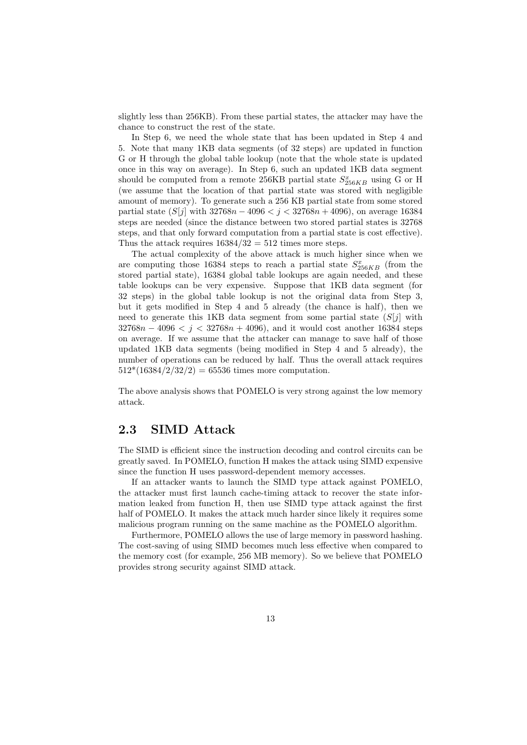slightly less than 256KB). From these partial states, the attacker may have the chance to construct the rest of the state.

In Step 6, we need the whole state that has been updated in Step 4 and 5. Note that many 1KB data segments (of 32 steps) are updated in function G or H through the global table lookup (note that the whole state is updated once in this way on average). In Step 6, such an updated 1KB data segment should be computed from a remote 256KB partial state $S^x_{256KB}$ using G or H (we assume that the location of that partial state was stored with negligible amount of memory). To generate such a 256 KB partial state from some stored partial state ($S[j]$ with $32768n - 4096 < j < 32768n + 4096$), on average 16384 steps are needed (since the distance between two stored partial states is 32768 steps, and that only forward computation from a partial state is cost effective). Thus the attack requires $16384/32 = 512$ times more steps.

The actual complexity of the above attack is much higher since when we are computing those 16384 steps to reach a partial state $S^x_{256KB}$ (from the stored partial state), 16384 global table lookups are again needed, and these table lookups can be very expensive. Suppose that 1KB data segment (for 32 steps) in the global table lookup is not the original data from Step 3, but it gets modified in Step 4 and 5 already (the chance is half), then we need to generate this 1KB data segment from some partial state ($S[j]$ with $32768n - 4096 < j < 32768n + 4096$), and it would cost another 16384 steps on average. If we assume that the attacker can manage to save half of those updated 1KB data segments (being modified in Step 4 and 5 already), the number of operations can be reduced by half. Thus the overall attack requires $512 * (16384/2/32/2) = 65536$ times more computation.

The above analysis shows that POMELO is very strong against the low memory attack.

## 2.3 SIMD Attack

The SIMD is efficient since the instruction decoding and control circuits can be greatly saved. In POMELO, function H makes the attack using SIMD expensive since the function H uses password-dependent memory accesses.

If an attacker wants to launch the SIMD type attack against POMELO, the attacker must first launch cache-timing attack to recover the state information leaked from function H, then use SIMD type attack against the first half of POMELO. It makes the attack much harder since likely it requires some malicious program running on the same machine as the POMELO algorithm.

Furthermore, POMELO allows the use of large memory in password hashing. The cost-saving of using SIMD becomes much less effective when compared to the memory cost (for example, 256 MB memory). So we believe that POMELO provides strong security against SIMD attack.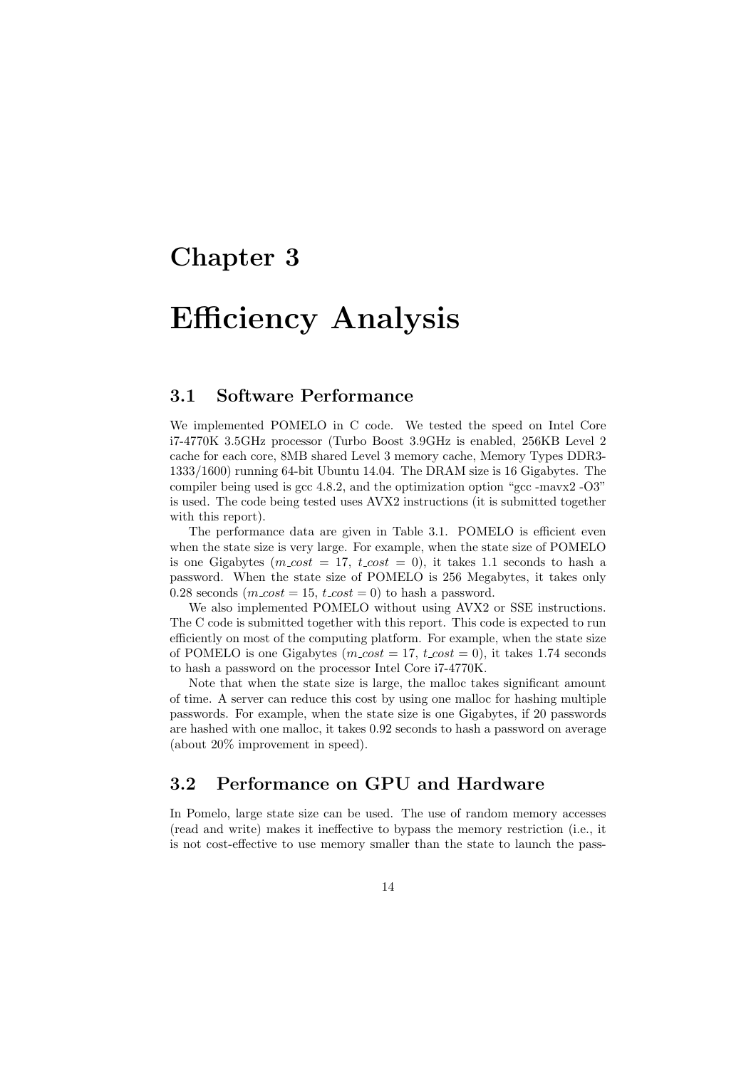# Chapter 3

# Efficiency Analysis

## 3.1 Software Performance

We implemented POMELO in C code. We tested the speed on Intel Core i7-4770K 3.5GHz processor (Turbo Boost 3.9GHz is enabled, 256KB Level 2 cache for each core, 8MB shared Level 3 memory cache, Memory Types DDR3-1333/1600) running 64-bit Ubuntu 14.04. The DRAM size is 16 Gigabytes. The compiler being used is gcc 4.8.2, and the optimization option "gcc -mavx2 -O3" is used. The code being tested uses AVX2 instructions (it is submitted together with this report).

The performance data are given in Table 3.1. POMELO is efficient even when the state size is very large. For example, when the state size of POMELO is one Gigabytes ($m\_cost = 17$, $t\_cost = 0$), it takes 1.1 seconds to hash a password. When the state size of POMELO is 256 Megabytes, it takes only 0.28 seconds ($m\_cost = 15$, $t\_cost = 0$) to hash a password.

We also implemented POMELO without using AVX2 or SSE instructions. The C code is submitted together with this report. This code is expected to run efficiently on most of the computing platform. For example, when the state size of POMELO is one Gigabytes ($m\_cost = 17$, $t\_cost = 0$), it takes 1.74 seconds to hash a password on the processor Intel Core i7-4770K.

Note that when the state size is large, the malloc takes significant amount of time. A server can reduce this cost by using one malloc for hashing multiple passwords. For example, when the state size is one Gigabytes, if 20 passwords are hashed with one malloc, it takes 0.92 seconds to hash a password on average (about 20% improvement in speed).

## 3.2 Performance on GPU and Hardware

In Pomelo, large state size can be used. The use of random memory accesses (read and write) makes it ineffective to bypass the memory restriction (i.e., it is not cost-effective to use memory smaller than the state to launch the pass-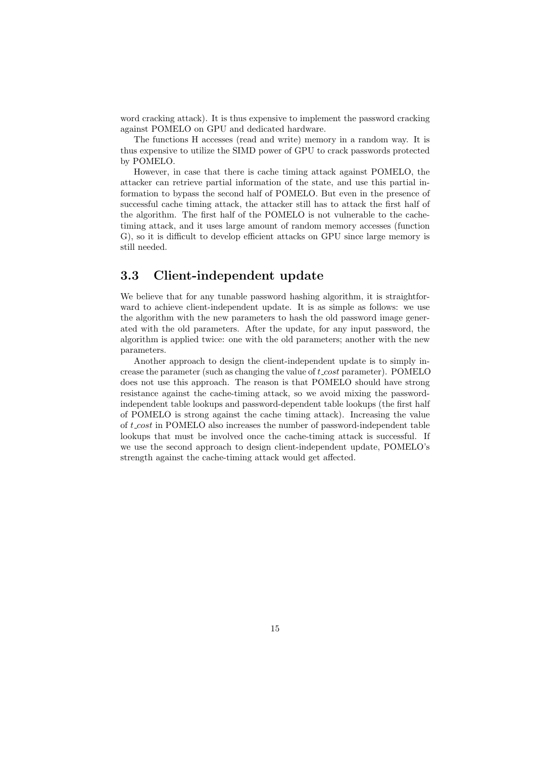word cracking attack). It is thus expensive to implement the password cracking against POMELO on GPU and dedicated hardware.

The functions H accesses (read and write) memory in a random way. It is thus expensive to utilize the SIMD power of GPU to crack passwords protected by POMELO.

However, in case that there is cache timing attack against POMELO, the attacker can retrieve partial information of the state, and use this partial information to bypass the second half of POMELO. But even in the presence of successful cache timing attack, the attacker still has to attack the first half of the algorithm. The first half of the POMELO is not vulnerable to the cache-timing attack, and it uses large amount of random memory accesses (function G), so it is difficult to develop efficient attacks on GPU since large memory is still needed.

## 3.3 Client-independent update

We believe that for any tunable password hashing algorithm, it is straightforward to achieve client-independent update. It is as simple as follows: we use the algorithm with the new parameters to hash the old password image generated with the old parameters. After the update, for any input password, the algorithm is applied twice: one with the old parameters; another with the new parameters.

Another approach to design the client-independent update is to simply increase the parameter (such as changing the value of *t_cost* parameter). POMELO does not use this approach. The reason is that POMELO should have strong resistance against the cache-timing attack, so we avoid mixing the password-independent table lookups and password-dependent table lookups (the first half of POMELO is strong against the cache timing attack). Increasing the value of *t_cost* in POMELO also increases the number of password-independent table lookups that must be involved once the cache-timing attack is successful. If we use the second approach to design client-independent update, POMELO's strength against the cache-timing attack would get affected.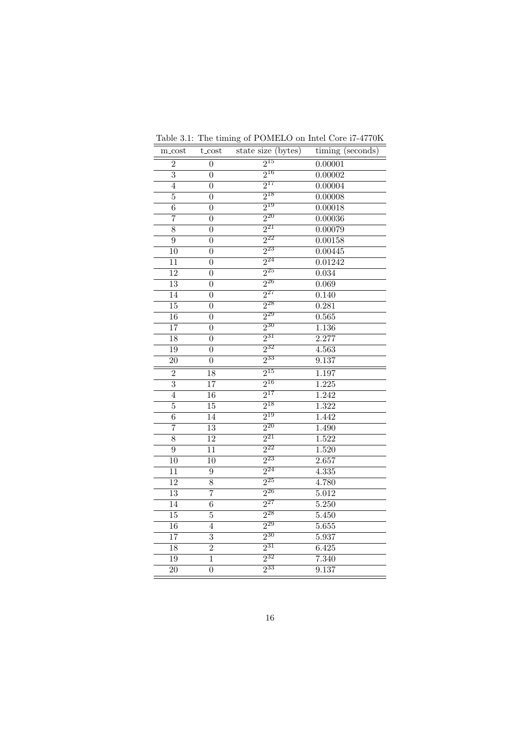Table 3.1: The timing of POMELO on Intel Core i7-4770K

| m_cost | t_cost | state size (bytes) | timing (seconds) |
|---|---|---|---|
| 2 | 0 | $2^{15}$ | 0.00001 |
| 3 | 0 | $2^{16}$ | 0.00002 |
| 4 | 0 | $2^{17}$ | 0.00004 |
| 5 | 0 | $2^{18}$ | 0.00008 |
| 6 | 0 | $2^{19}$ | 0.00018 |
| 7 | 0 | $2^{20}$ | 0.00036 |
| 8 | 0 | $2^{21}$ | 0.00079 |
| 9 | 0 | $2^{22}$ | 0.00158 |
| 10 | 0 | $2^{23}$ | 0.00445 |
| 11 | 0 | $2^{24}$ | 0.01242 |
| 12 | 0 | $2^{25}$ | 0.034 |
| 13 | 0 | $2^{26}$ | 0.069 |
| 14 | 0 | $2^{27}$ | 0.140 |
| 15 | 0 | $2^{28}$ | 0.281 |
| 16 | 0 | $2^{29}$ | 0.565 |
| 17 | 0 | $2^{30}$ | 1.136 |
| 18 | 0 | $2^{31}$ | 2.277 |
| 19 | 0 | $2^{32}$ | 4.563 |
| 20 | 0 | $2^{33}$ | 9.137 |
| 2 | 18 | $2^{15}$ | 1.197 |
| 3 | 17 | $2^{16}$ | 1.225 |
| 4 | 16 | $2^{17}$ | 1.242 |
| 5 | 15 | $2^{18}$ | 1.322 |
| 6 | 14 | $2^{19}$ | 1.442 |
| 7 | 13 | $2^{20}$ | 1.490 |
| 8 | 12 | $2^{21}$ | 1.522 |
| 9 | 11 | $2^{22}$ | 1.520 |
| 10 | 10 | $2^{23}$ | 2.657 |
| 11 | 9 | $2^{24}$ | 4.335 |
| 12 | 8 | $2^{25}$ | 4.780 |
| 13 | 7 | $2^{26}$ | 5.012 |
| 14 | 6 | $2^{27}$ | 5.250 |
| 15 | 5 | $2^{28}$ | 5.450 |
| 16 | 4 | $2^{29}$ | 5.655 |
| 17 | 3 | $2^{30}$ | 5.937 |
| 18 | 2 | $2^{31}$ | 6.425 |
| 19 | 1 | $2^{32}$ | 7.340 |
| 20 | 0 | $2^{33}$ | 9.137 |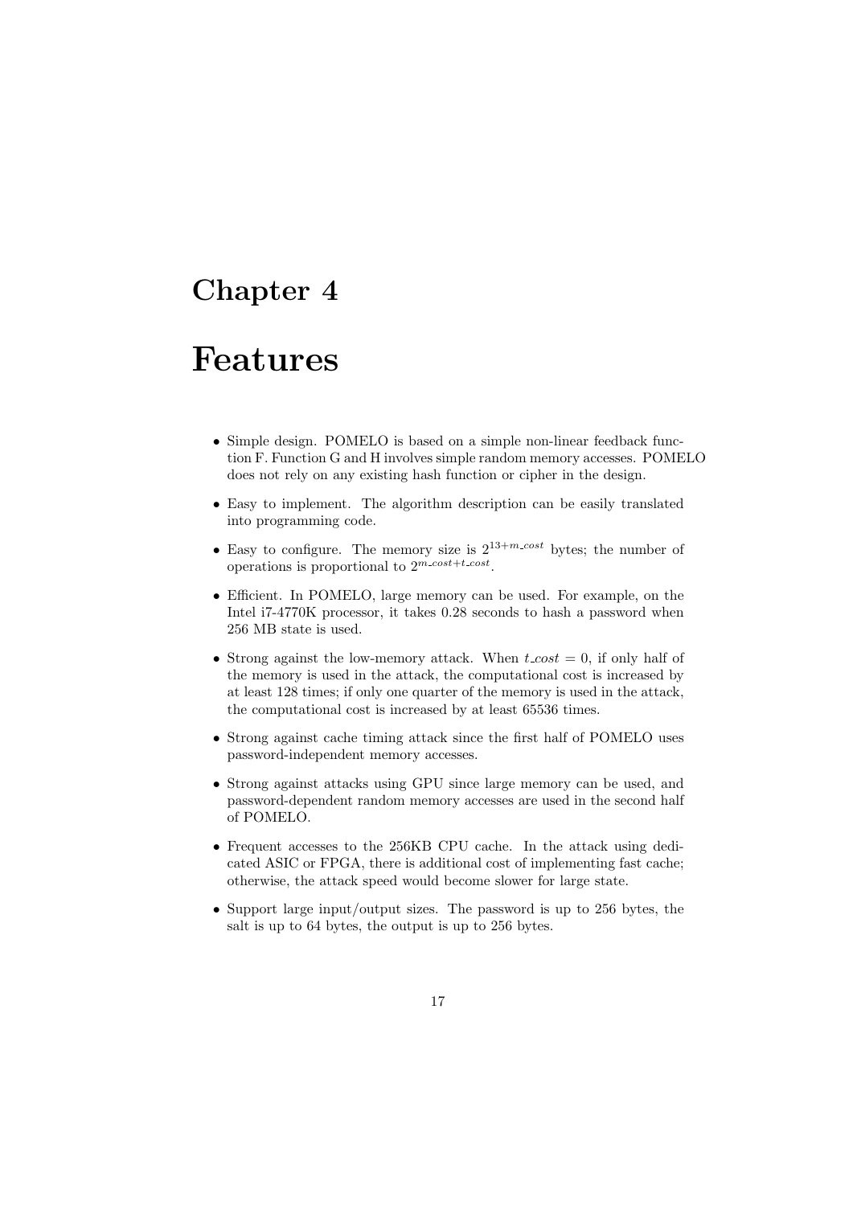# Chapter 4

# Features

- Simple design. POMELO is based on a simple non-linear feedback function F. Function G and H involves simple random memory accesses. POMELO does not rely on any existing hash function or cipher in the design.
- Easy to implement. The algorithm description can be easily translated into programming code.
- Easy to configure. The memory size is $2^{13+m\_cost}$ bytes; the number of operations is proportional to $2^{m\_cost+t\_cost}$.
- Efficient. In POMELO, large memory can be used. For example, on the Intel i7-4770K processor, it takes 0.28 seconds to hash a password when 256 MB state is used.
- Strong against the low-memory attack. When $t\_cost = 0$, if only half of the memory is used in the attack, the computational cost is increased by at least 128 times; if only one quarter of the memory is used in the attack, the computational cost is increased by at least 65536 times.
- Strong against cache timing attack since the first half of POMELO uses password-independent memory accesses.
- Strong against attacks using GPU since large memory can be used, and password-dependent random memory accesses are used in the second half of POMELO.
- Frequent accesses to the 256KB CPU cache. In the attack using dedicated ASIC or FPGA, there is additional cost of implementing fast cache; otherwise, the attack speed would become slower for large state.
- Support large input/output sizes. The password is up to 256 bytes, the salt is up to 64 bytes, the output is up to 256 bytes.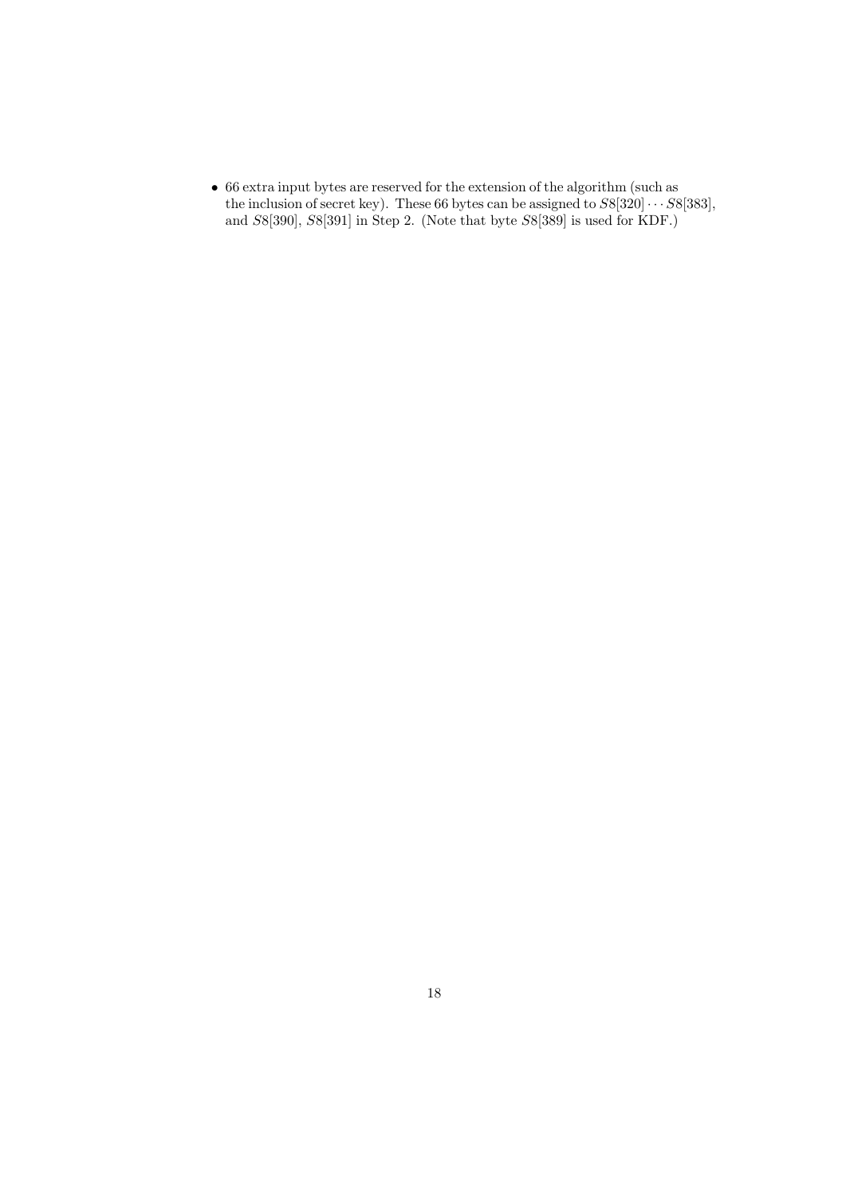- 66 extra input bytes are reserved for the extension of the algorithm (such as the inclusion of secret key). These 66 bytes can be assigned to $S8[320] \cdots S8[383]$, and $S8[390]$, $S8[391]$ in Step 2. (Note that byte $S8[389]$ is used for KDF.)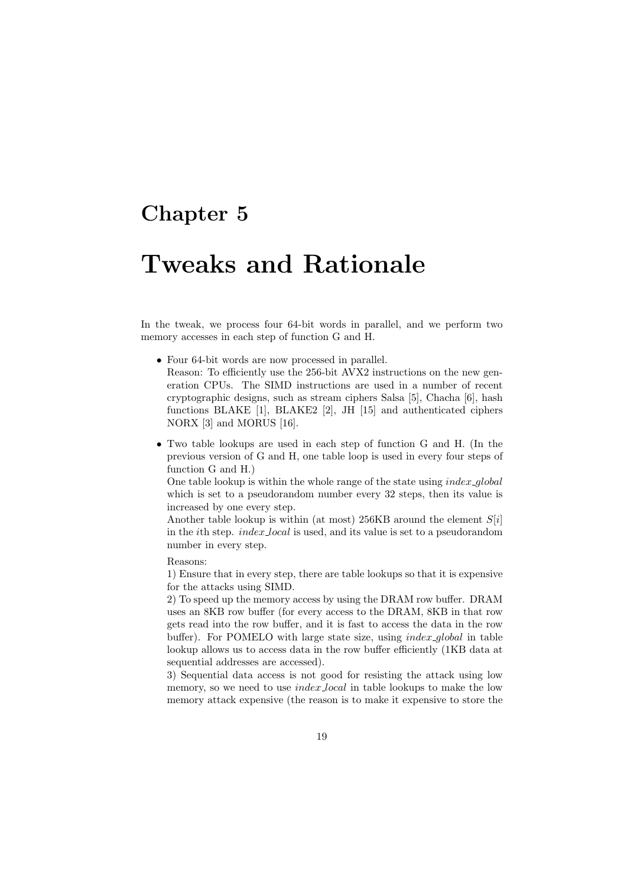# Chapter 5

# Tweaks and Rationale

In the tweak, we process four 64-bit words in parallel, and we perform two memory accesses in each step of function G and H.

- Four 64-bit words are now processed in parallel.
  Reason: To efficiently use the 256-bit AVX2 instructions on the new generation CPUs. The SIMD instructions are used in a number of recent cryptographic designs, such as stream ciphers Salsa [5], Chacha [6], hash functions BLAKE [1], BLAKE2 [2], JH [15] and authenticated ciphers NORX [3] and MORUS [16].

- Two table lookups are used in each step of function G and H. (In the previous version of G and H, one table loop is used in every four steps of function G and H.)
  One table lookup is within the whole range of the state using *index_global* which is set to a pseudorandom number every 32 steps, then its value is increased by one every step.
  Another table lookup is within (at most) 256KB around the element $S[i]$ in the $i$th step. *index_local* is used, and its value is set to a pseudorandom number in every step.

  Reasons:
  1) Ensure that in every step, there are table lookups so that it is expensive for the attacks using SIMD.
  2) To speed up the memory access by using the DRAM row buffer. DRAM uses an 8KB row buffer (for every access to the DRAM, 8KB in that row gets read into the row buffer, and it is fast to access the data in the row buffer). For POMELO with large state size, using *index_global* in table lookup allows us to access data in the row buffer efficiently (1KB data at sequential addresses are accessed).
  3) Sequential data access is not good for resisting the attack using low memory, so we need to use *index_local* in table lookups to make the low memory attack expensive (the reason is to make it expensive to store the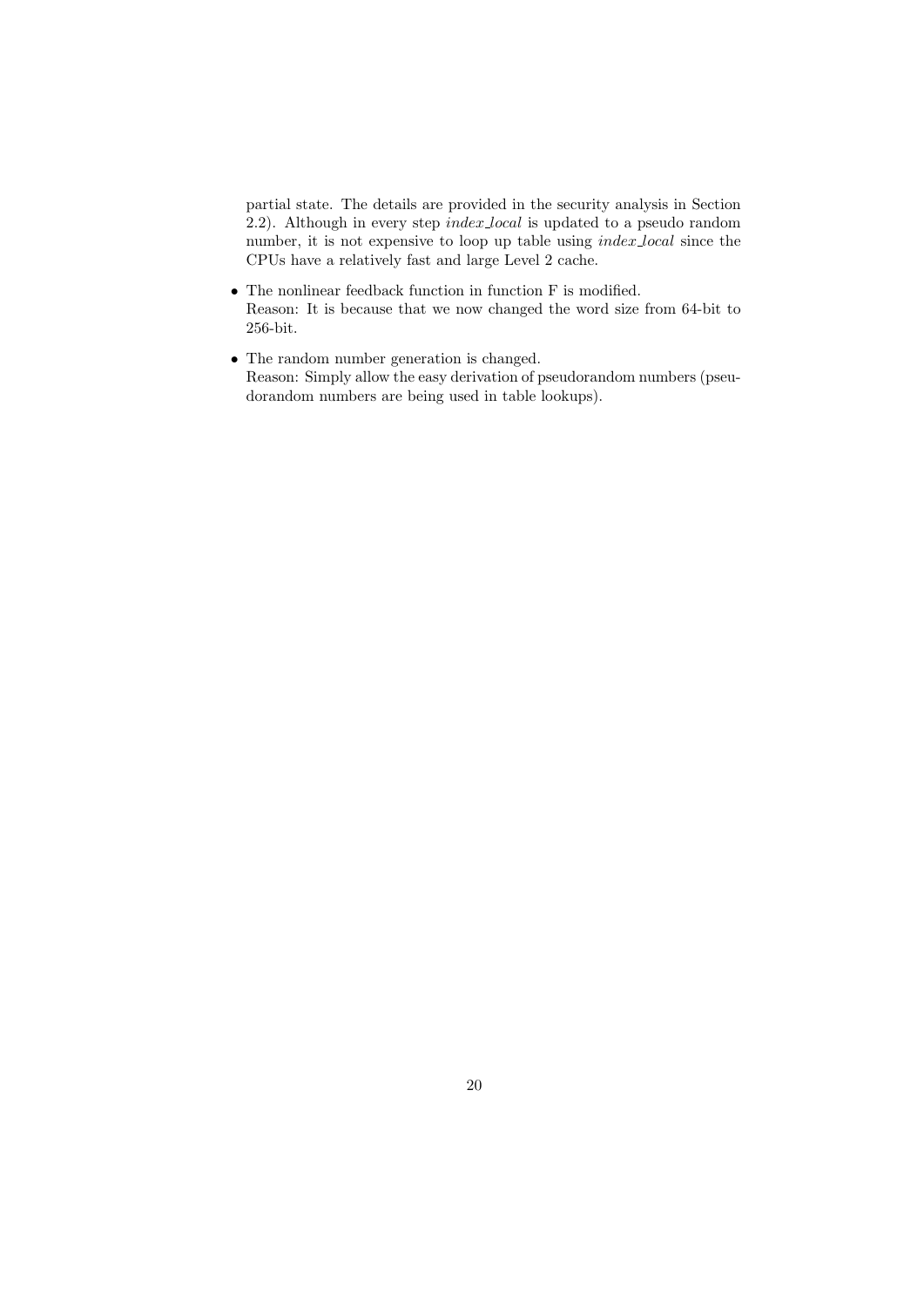partial state. The details are provided in the security analysis in Section 2.2). Although in every step *index_local* is updated to a pseudo random number, it is not expensive to loop up table using *index_local* since the CPUs have a relatively fast and large Level 2 cache.

- The nonlinear feedback function in function F is modified.
  Reason: It is because that we now changed the word size from 64-bit to 256-bit.

- The random number generation is changed.
  Reason: Simply allow the easy derivation of pseudorandom numbers (pseudorandom numbers are being used in table lookups).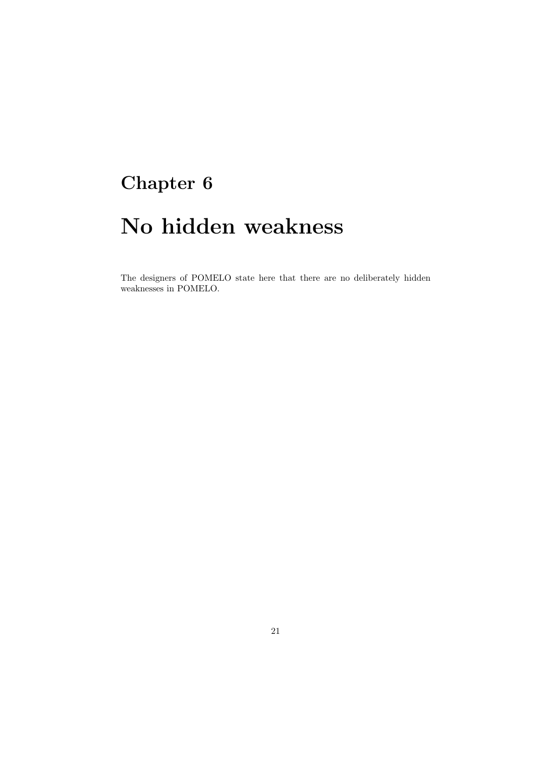# Chapter 6

# No hidden weakness

The designers of POMELO state here that there are no deliberately hidden weaknesses in POMELO.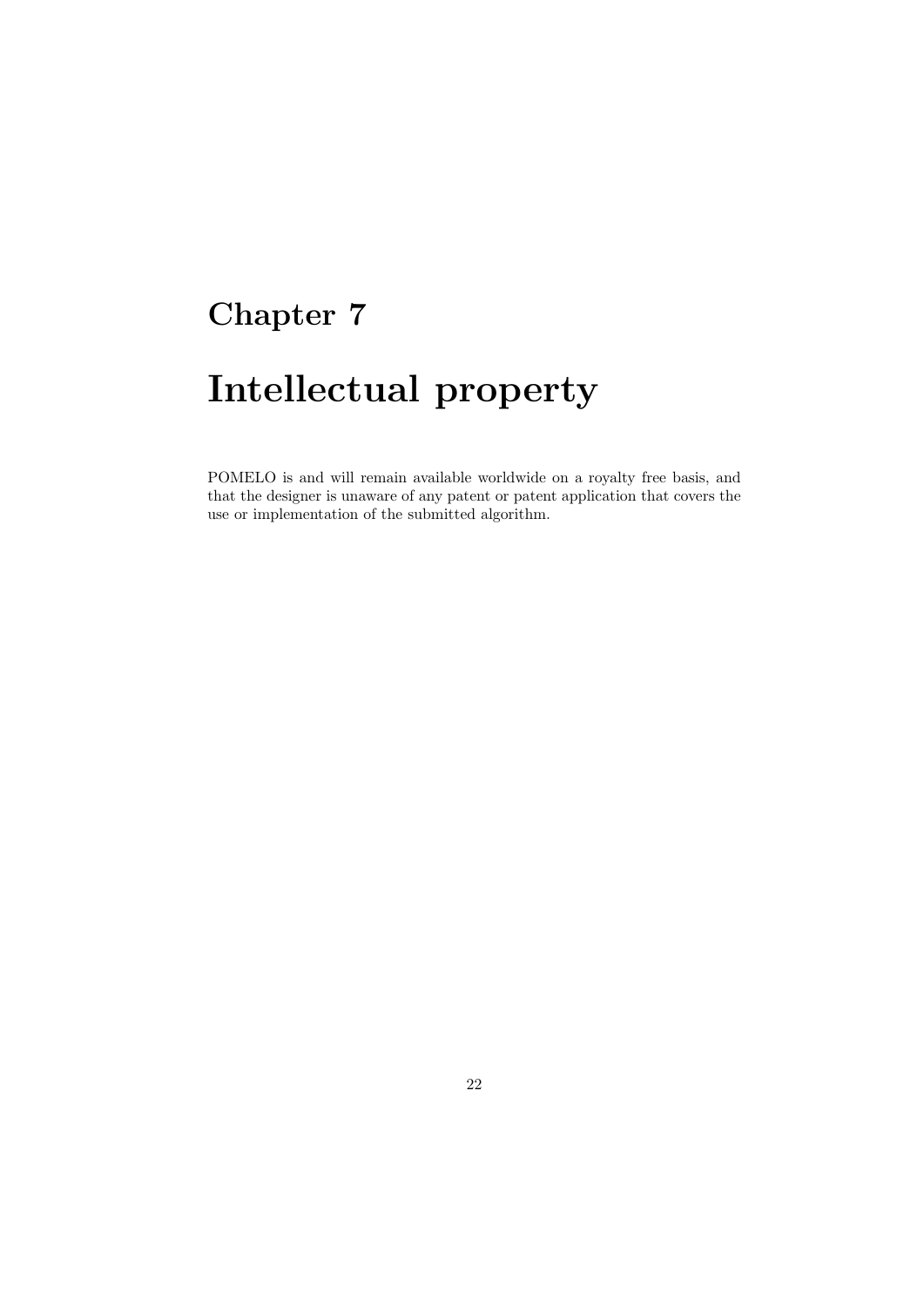# Chapter 7

# Intellectual property

POMELO is and will remain available worldwide on a royalty free basis, and that the designer is unaware of any patent or patent application that covers the use or implementation of the submitted algorithm.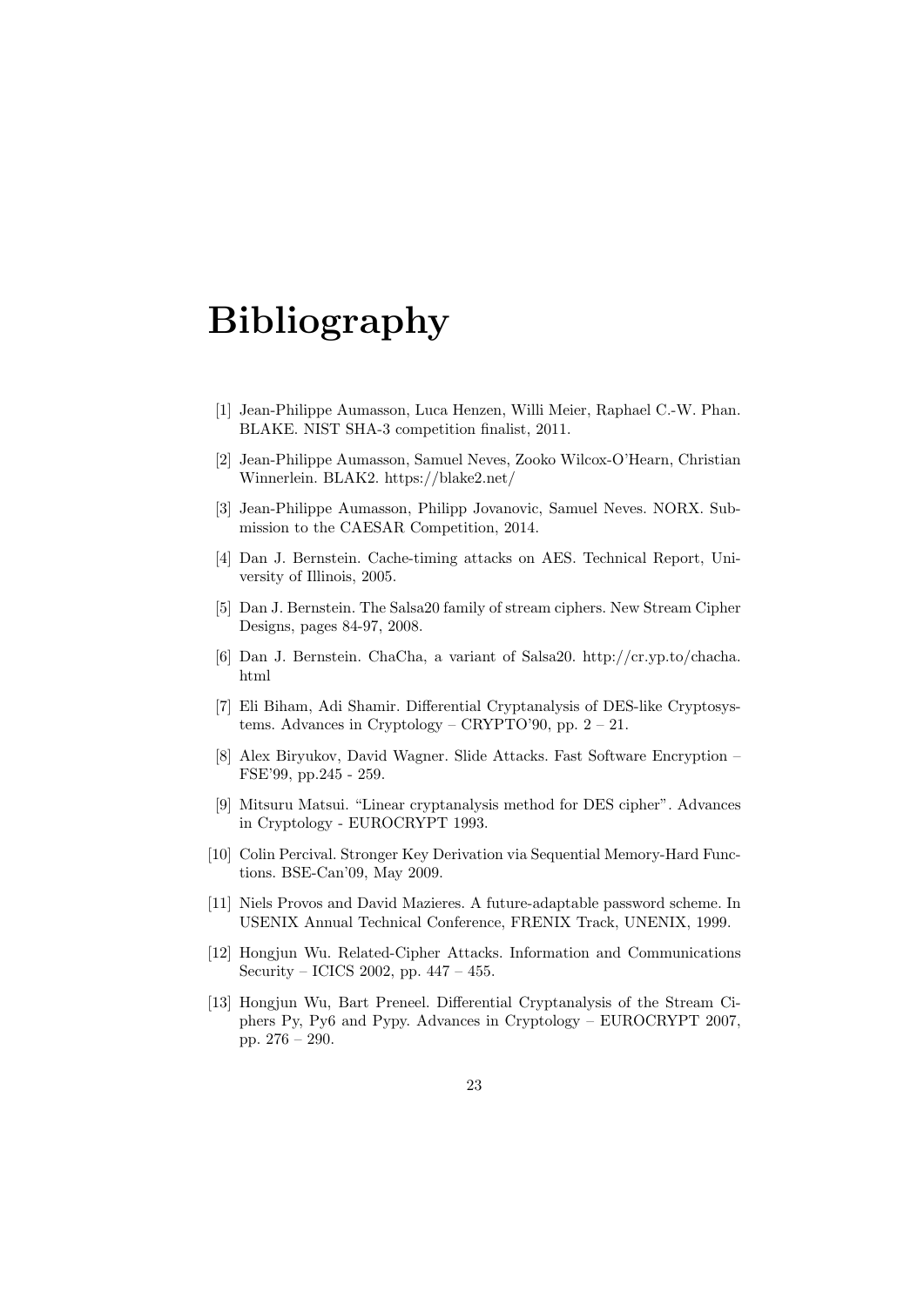# Bibliography

[1] Jean-Philippe Aumasson, Luca Henzen, Willi Meier, Raphael C.-W. Phan. BLAKE. NIST SHA-3 competition finalist, 2011.

[2] Jean-Philippe Aumasson, Samuel Neves, Zooko Wilcox-O'Hearn, Christian Winnerlein. BLAK2. https://blake2.net/

[3] Jean-Philippe Aumasson, Philipp Jovanovic, Samuel Neves. NORX. Submission to the CAESAR Competition, 2014.

[4] Dan J. Bernstein. Cache-timing attacks on AES. Technical Report, University of Illinois, 2005.

[5] Dan J. Bernstein. The Salsa20 family of stream ciphers. New Stream Cipher Designs, pages 84-97, 2008.

[6] Dan J. Bernstein. ChaCha, a variant of Salsa20. http://cr.yp.to/chacha.html

[7] Eli Biham, Adi Shamir. Differential Cryptanalysis of DES-like Cryptosystems. Advances in Cryptology – CRYPTO'90, pp. 2 – 21.

[8] Alex Biryukov, David Wagner. Slide Attacks. Fast Software Encryption – FSE'99, pp.245 - 259.

[9] Mitsuru Matsui. "Linear cryptanalysis method for DES cipher". Advances in Cryptology - EUROCRYPT 1993.

[10] Colin Percival. Stronger Key Derivation via Sequential Memory-Hard Functions. BSE-Can'09, May 2009.

[11] Niels Provos and David Mazieres. A future-adaptable password scheme. In USENIX Annual Technical Conference, FRENIX Track, UNENIX, 1999.

[12] Hongjun Wu. Related-Cipher Attacks. Information and Communications Security – ICICS 2002, pp. 447 – 455.

[13] Hongjun Wu, Bart Preneel. Differential Cryptanalysis of the Stream Ciphers Py, Py6 and Pypy. Advances in Cryptology – EUROCRYPT 2007, pp. 276 – 290.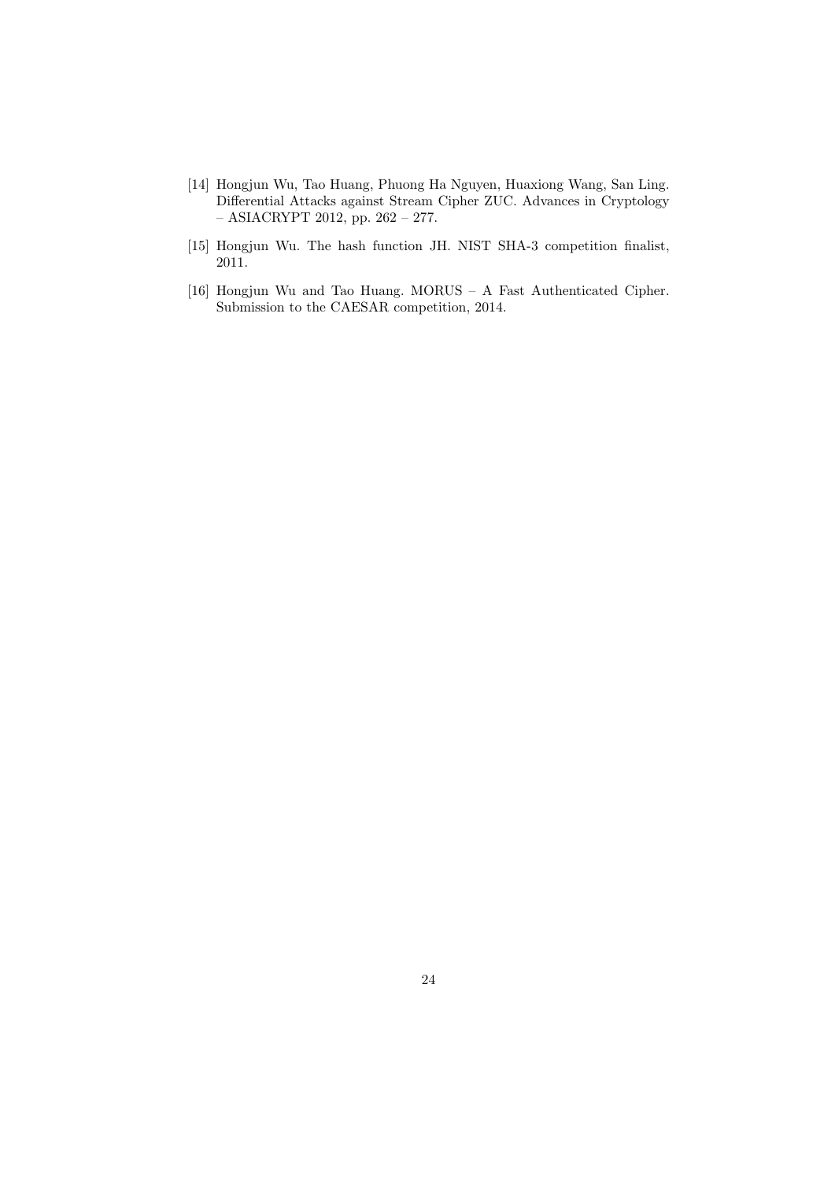[14] Hongjun Wu, Tao Huang, Phuong Ha Nguyen, Huaxiong Wang, San Ling. Differential Attacks against Stream Cipher ZUC. Advances in Cryptology – ASIACRYPT 2012, pp. 262 – 277.

[15] Hongjun Wu. The hash function JH. NIST SHA-3 competition finalist, 2011.

[16] Hongjun Wu and Tao Huang. MORUS – A Fast Authenticated Cipher. Submission to the CAESAR competition, 2014.